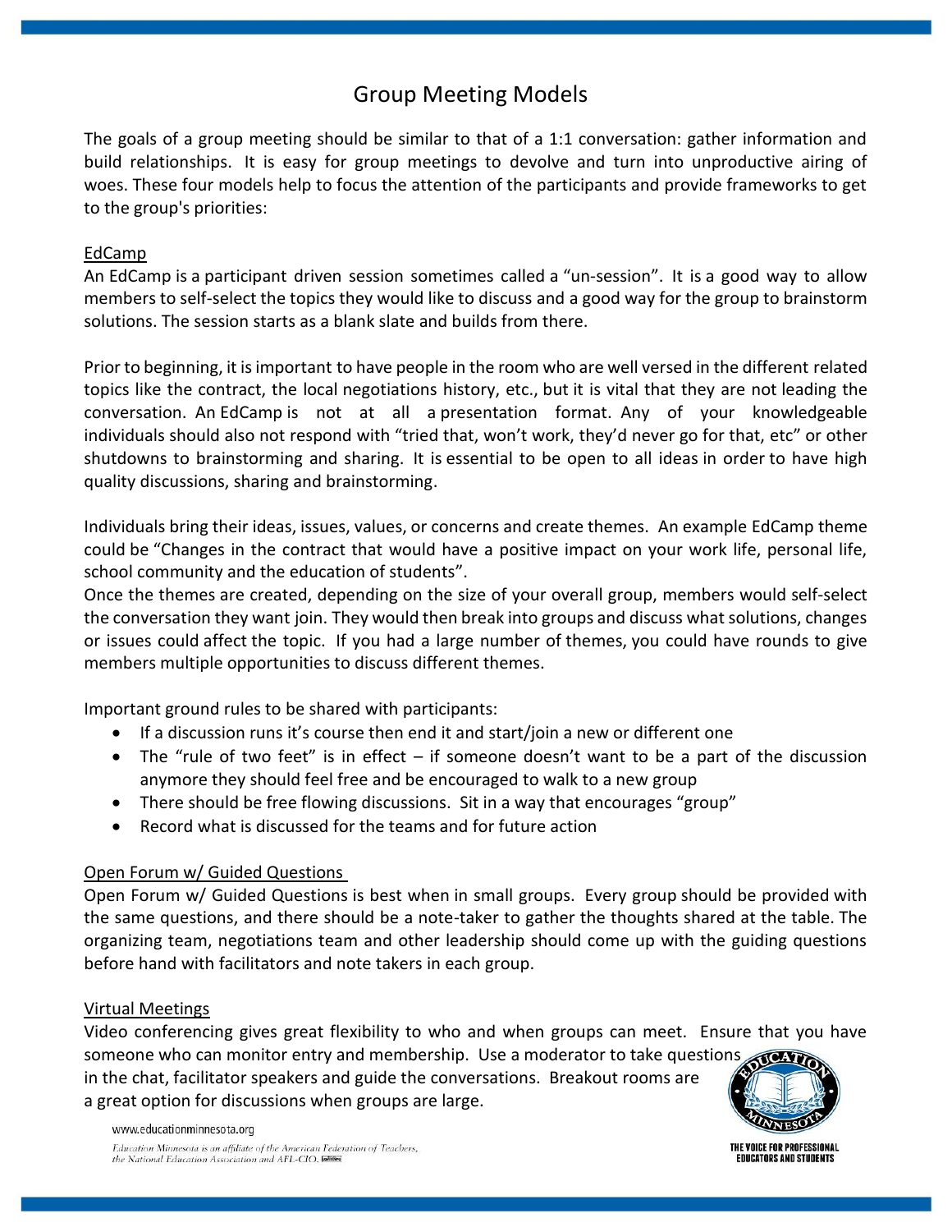# Group Meeting Models

The goals of a group meeting should be similar to that of a 1:1 conversation: gather information and build relationships. It is easy for group meetings to devolve and turn into unproductive airing of woes. These four models help to focus the attention of the participants and provide frameworks to get to the group's priorities:

## EdCamp

An EdCamp is a participant driven session sometimes called a "un-session". It is a good way to allow members to self-select the topics they would like to discuss and a good way for the group to brainstorm solutions. The session starts as a blank slate and builds from there.

Prior to beginning, it is important to have people in the room who are well versed in the different related topics like the contract, the local negotiations history, etc., but it is vital that they are not leading the conversation. An EdCamp is not at all a presentation format. Any of your knowledgeable individuals should also not respond with "tried that, won't work, they'd never go for that, etc" or other shutdowns to brainstorming and sharing. It is essential to be open to all ideas in order to have high quality discussions, sharing and brainstorming.

Individuals bring their ideas, issues, values, or concerns and create themes. An example EdCamp theme could be "Changes in the contract that would have a positive impact on your work life, personal life, school community and the education of students".
Once the themes are created, depending on the size of your overall group, members would self-select the conversation they want join. They would then break into groups and discuss what solutions, changes or issues could affect the topic. If you had a large number of themes, you could have rounds to give members multiple opportunities to discuss different themes.

Important ground rules to be shared with participants:

- If a discussion runs it's course then end it and start/join a new or different one
- The "rule of two feet" is in effect – if someone doesn't want to be a part of the discussion anymore they should feel free and be encouraged to walk to a new group
- There should be free flowing discussions. Sit in a way that encourages "group"
- Record what is discussed for the teams and for future action

## Open Forum w/ Guided Questions

Open Forum w/ Guided Questions is best when in small groups. Every group should be provided with the same questions, and there should be a note-taker to gather the thoughts shared at the table. The organizing team, negotiations team and other leadership should come up with the guiding questions before hand with facilitators and note takers in each group.

## Virtual Meetings

Video conferencing gives great flexibility to who and when groups can meet. Ensure that you have someone who can monitor entry and membership. Use a moderator to take questions in the chat, facilitator speakers and guide the conversations. Breakout rooms are a great option for discussions when groups are large.

www.educationminnesota.org

*Education Minnesota is an affiliate of the American Federation of Teachers, the National Education Association and AFL-CIO.*

THE VOICE FOR PROFESSIONAL EDUCATORS AND STUDENTS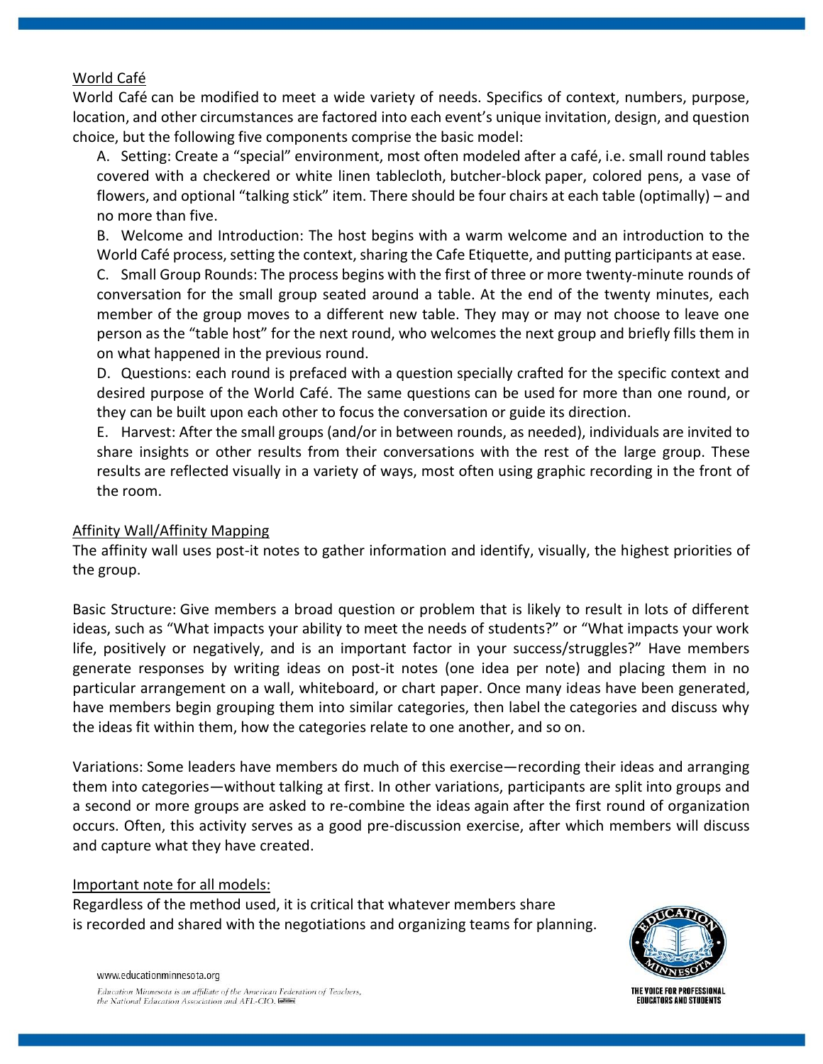World Café

World Café can be modified to meet a wide variety of needs. Specifics of context, numbers, purpose, location, and other circumstances are factored into each event's unique invitation, design, and question choice, but the following five components comprise the basic model:

A. Setting: Create a "special" environment, most often modeled after a café, i.e. small round tables covered with a checkered or white linen tablecloth, butcher-block paper, colored pens, a vase of flowers, and optional "talking stick" item. There should be four chairs at each table (optimally) – and no more than five.

B. Welcome and Introduction: The host begins with a warm welcome and an introduction to the World Café process, setting the context, sharing the Cafe Etiquette, and putting participants at ease.

C. Small Group Rounds: The process begins with the first of three or more twenty-minute rounds of conversation for the small group seated around a table. At the end of the twenty minutes, each member of the group moves to a different new table. They may or may not choose to leave one person as the "table host" for the next round, who welcomes the next group and briefly fills them in on what happened in the previous round.

D. Questions: each round is prefaced with a question specially crafted for the specific context and desired purpose of the World Café. The same questions can be used for more than one round, or they can be built upon each other to focus the conversation or guide its direction.

E. Harvest: After the small groups (and/or in between rounds, as needed), individuals are invited to share insights or other results from their conversations with the rest of the large group. These results are reflected visually in a variety of ways, most often using graphic recording in the front of the room.

Affinity Wall/Affinity Mapping

The affinity wall uses post-it notes to gather information and identify, visually, the highest priorities of the group.

Basic Structure: Give members a broad question or problem that is likely to result in lots of different ideas, such as "What impacts your ability to meet the needs of students?" or "What impacts your work life, positively or negatively, and is an important factor in your success/struggles?" Have members generate responses by writing ideas on post-it notes (one idea per note) and placing them in no particular arrangement on a wall, whiteboard, or chart paper. Once many ideas have been generated, have members begin grouping them into similar categories, then label the categories and discuss why the ideas fit within them, how the categories relate to one another, and so on.

Variations: Some leaders have members do much of this exercise—recording their ideas and arranging them into categories—without talking at first. In other variations, participants are split into groups and a second or more groups are asked to re-combine the ideas again after the first round of organization occurs. Often, this activity serves as a good pre-discussion exercise, after which members will discuss and capture what they have created.

Important note for all models:

Regardless of the method used, it is critical that whatever members share is recorded and shared with the negotiations and organizing teams for planning.

www.educationminnesota.org

Education Minnesota is an affiliate of the American Federation of Teachers, the National Education Association and AFL-CIO.

THE VOICE FOR PROFESSIONAL EDUCATORS AND STUDENTS